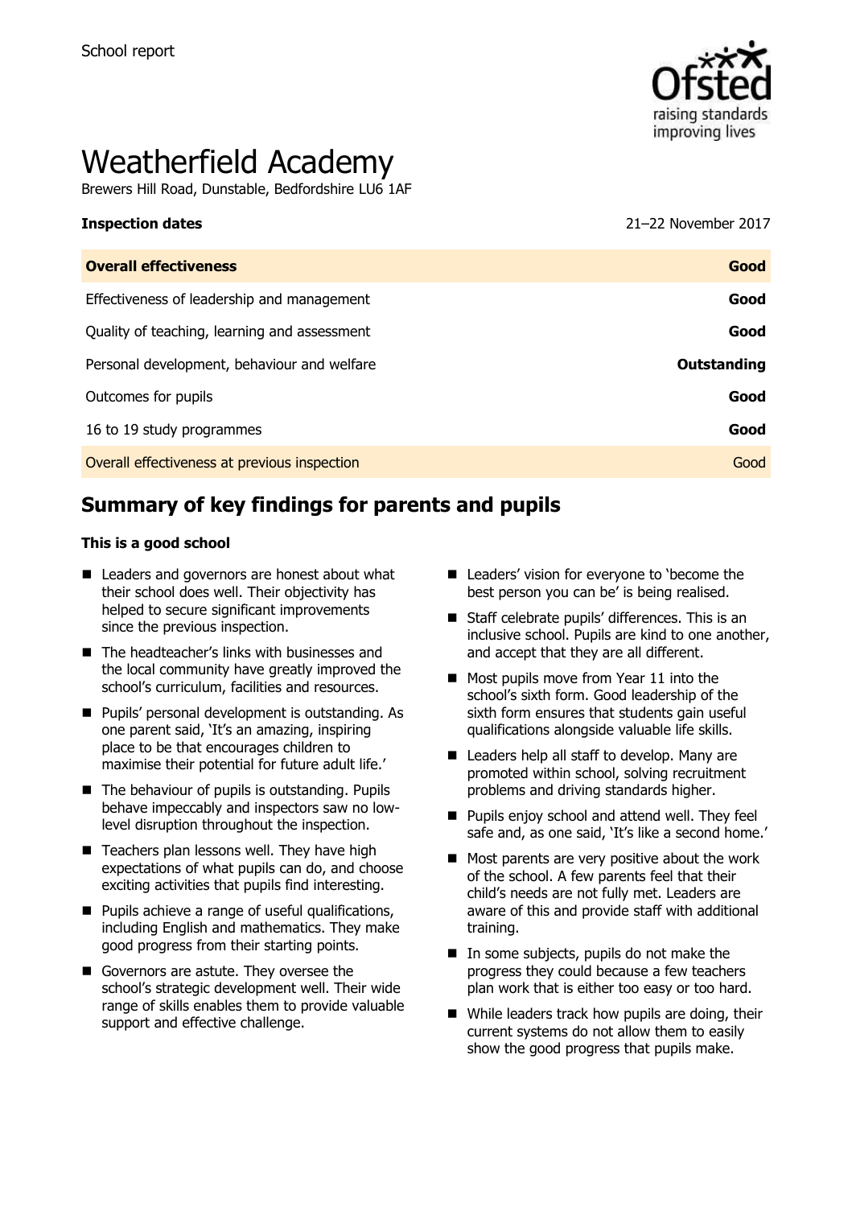School report

# Weatherfield Academy

Brewers Hill Road, Dunstable, Bedfordshire LU6 1AF

| **Inspection dates** | 21–22 November 2017 |
|---|---|
| **Overall effectiveness** | **Good** |
| Effectiveness of leadership and management | **Good** |
| Quality of teaching, learning and assessment | **Good** |
| Personal development, behaviour and welfare | **Outstanding** |
| Outcomes for pupils | **Good** |
| 16 to 19 study programmes | **Good** |
| Overall effectiveness at previous inspection | Good |

## Summary of key findings for parents and pupils

**This is a good school**

- Leaders and governors are honest about what their school does well. Their objectivity has helped to secure significant improvements since the previous inspection.
- The headteacher's links with businesses and the local community have greatly improved the school's curriculum, facilities and resources.
- Pupils' personal development is outstanding. As one parent said, 'It's an amazing, inspiring place to be that encourages children to maximise their potential for future adult life.'
- The behaviour of pupils is outstanding. Pupils behave impeccably and inspectors saw no low-level disruption throughout the inspection.
- Teachers plan lessons well. They have high expectations of what pupils can do, and choose exciting activities that pupils find interesting.
- Pupils achieve a range of useful qualifications, including English and mathematics. They make good progress from their starting points.
- Governors are astute. They oversee the school's strategic development well. Their wide range of skills enables them to provide valuable support and effective challenge.
- Leaders' vision for everyone to 'become the best person you can be' is being realised.
- Staff celebrate pupils' differences. This is an inclusive school. Pupils are kind to one another, and accept that they are all different.
- Most pupils move from Year 11 into the school's sixth form. Good leadership of the sixth form ensures that students gain useful qualifications alongside valuable life skills.
- Leaders help all staff to develop. Many are promoted within school, solving recruitment problems and driving standards higher.
- Pupils enjoy school and attend well. They feel safe and, as one said, 'It's like a second home.'
- Most parents are very positive about the work of the school. A few parents feel that their child's needs are not fully met. Leaders are aware of this and provide staff with additional training.
- In some subjects, pupils do not make the progress they could because a few teachers plan work that is either too easy or too hard.
- While leaders track how pupils are doing, their current systems do not allow them to easily show the good progress that pupils make.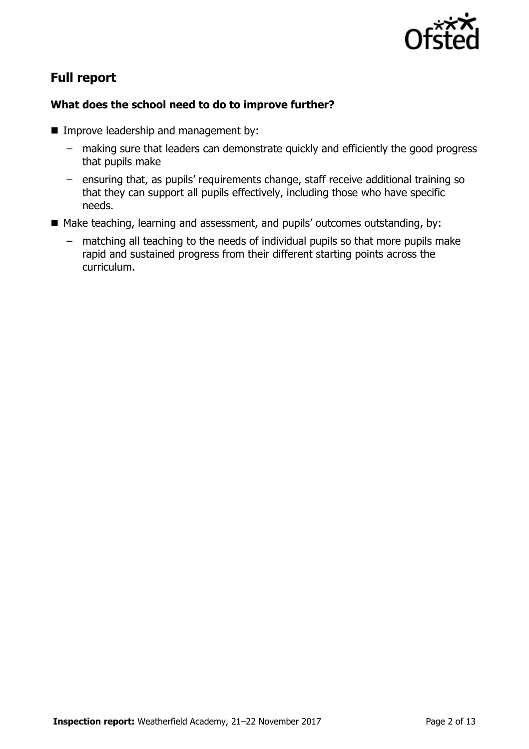## Full report

### What does the school need to do to improve further?

- Improve leadership and management by:
  - making sure that leaders can demonstrate quickly and efficiently the good progress that pupils make
  - ensuring that, as pupils' requirements change, staff receive additional training so that they can support all pupils effectively, including those who have specific needs.
- Make teaching, learning and assessment, and pupils' outcomes outstanding, by:
  - matching all teaching to the needs of individual pupils so that more pupils make rapid and sustained progress from their different starting points across the curriculum.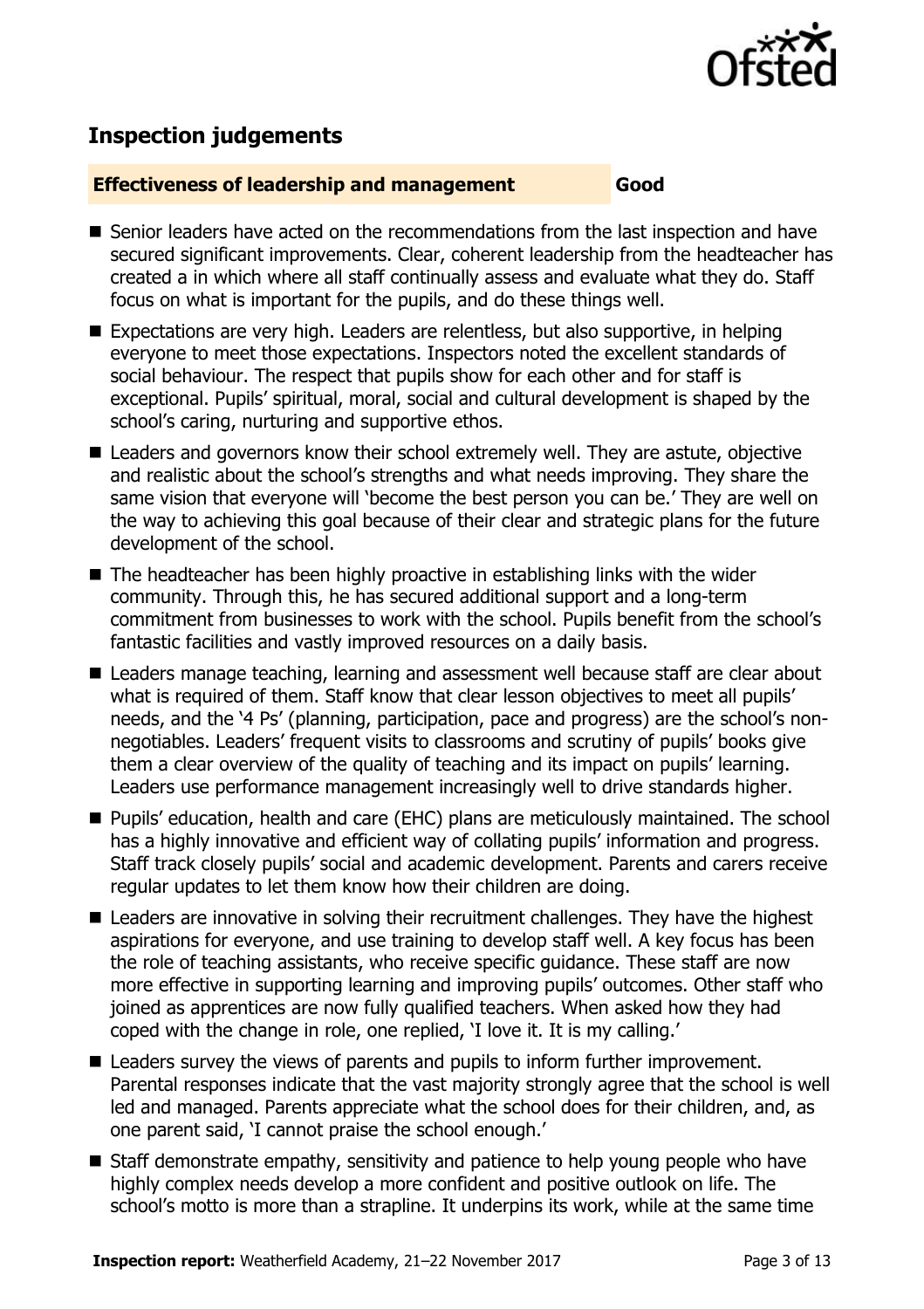## Inspection judgements

| Effectiveness of leadership and management | Good |
| --- | --- |

- Senior leaders have acted on the recommendations from the last inspection and have secured significant improvements. Clear, coherent leadership from the headteacher has created a in which where all staff continually assess and evaluate what they do. Staff focus on what is important for the pupils, and do these things well.
- Expectations are very high. Leaders are relentless, but also supportive, in helping everyone to meet those expectations. Inspectors noted the excellent standards of social behaviour. The respect that pupils show for each other and for staff is exceptional. Pupils' spiritual, moral, social and cultural development is shaped by the school's caring, nurturing and supportive ethos.
- Leaders and governors know their school extremely well. They are astute, objective and realistic about the school's strengths and what needs improving. They share the same vision that everyone will 'become the best person you can be.' They are well on the way to achieving this goal because of their clear and strategic plans for the future development of the school.
- The headteacher has been highly proactive in establishing links with the wider community. Through this, he has secured additional support and a long-term commitment from businesses to work with the school. Pupils benefit from the school's fantastic facilities and vastly improved resources on a daily basis.
- Leaders manage teaching, learning and assessment well because staff are clear about what is required of them. Staff know that clear lesson objectives to meet all pupils' needs, and the '4 Ps' (planning, participation, pace and progress) are the school's non-negotiables. Leaders' frequent visits to classrooms and scrutiny of pupils' books give them a clear overview of the quality of teaching and its impact on pupils' learning. Leaders use performance management increasingly well to drive standards higher.
- Pupils' education, health and care (EHC) plans are meticulously maintained. The school has a highly innovative and efficient way of collating pupils' information and progress. Staff track closely pupils' social and academic development. Parents and carers receive regular updates to let them know how their children are doing.
- Leaders are innovative in solving their recruitment challenges. They have the highest aspirations for everyone, and use training to develop staff well. A key focus has been the role of teaching assistants, who receive specific guidance. These staff are now more effective in supporting learning and improving pupils' outcomes. Other staff who joined as apprentices are now fully qualified teachers. When asked how they had coped with the change in role, one replied, 'I love it. It is my calling.'
- Leaders survey the views of parents and pupils to inform further improvement. Parental responses indicate that the vast majority strongly agree that the school is well led and managed. Parents appreciate what the school does for their children, and, as one parent said, 'I cannot praise the school enough.'
- Staff demonstrate empathy, sensitivity and patience to help young people who have highly complex needs develop a more confident and positive outlook on life. The school's motto is more than a strapline. It underpins its work, while at the same time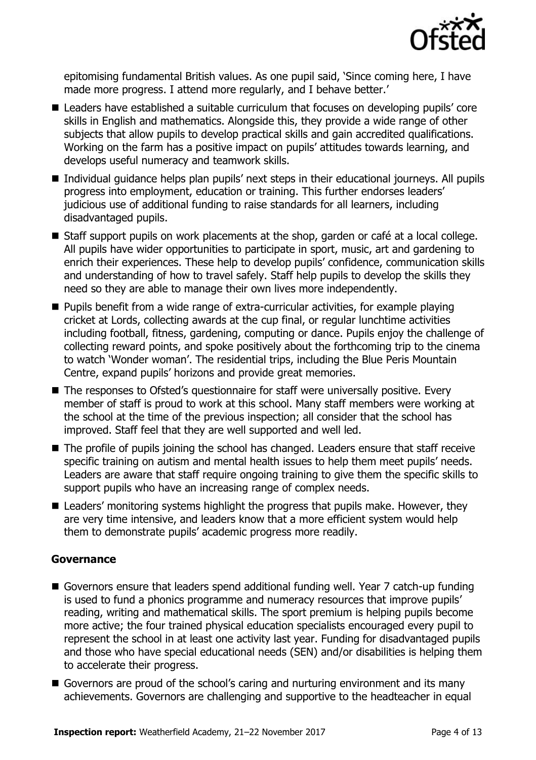epitomising fundamental British values. As one pupil said, 'Since coming here, I have made more progress. I attend more regularly, and I behave better.'

- Leaders have established a suitable curriculum that focuses on developing pupils' core skills in English and mathematics. Alongside this, they provide a wide range of other subjects that allow pupils to develop practical skills and gain accredited qualifications. Working on the farm has a positive impact on pupils' attitudes towards learning, and develops useful numeracy and teamwork skills.
- Individual guidance helps plan pupils' next steps in their educational journeys. All pupils progress into employment, education or training. This further endorses leaders' judicious use of additional funding to raise standards for all learners, including disadvantaged pupils.
- Staff support pupils on work placements at the shop, garden or café at a local college. All pupils have wider opportunities to participate in sport, music, art and gardening to enrich their experiences. These help to develop pupils' confidence, communication skills and understanding of how to travel safely. Staff help pupils to develop the skills they need so they are able to manage their own lives more independently.
- Pupils benefit from a wide range of extra-curricular activities, for example playing cricket at Lords, collecting awards at the cup final, or regular lunchtime activities including football, fitness, gardening, computing or dance. Pupils enjoy the challenge of collecting reward points, and spoke positively about the forthcoming trip to the cinema to watch 'Wonder woman'. The residential trips, including the Blue Peris Mountain Centre, expand pupils' horizons and provide great memories.
- The responses to Ofsted's questionnaire for staff were universally positive. Every member of staff is proud to work at this school. Many staff members were working at the school at the time of the previous inspection; all consider that the school has improved. Staff feel that they are well supported and well led.
- The profile of pupils joining the school has changed. Leaders ensure that staff receive specific training on autism and mental health issues to help them meet pupils' needs. Leaders are aware that staff require ongoing training to give them the specific skills to support pupils who have an increasing range of complex needs.
- Leaders' monitoring systems highlight the progress that pupils make. However, they are very time intensive, and leaders know that a more efficient system would help them to demonstrate pupils' academic progress more readily.

### Governance

- Governors ensure that leaders spend additional funding well. Year 7 catch-up funding is used to fund a phonics programme and numeracy resources that improve pupils' reading, writing and mathematical skills. The sport premium is helping pupils become more active; the four trained physical education specialists encouraged every pupil to represent the school in at least one activity last year. Funding for disadvantaged pupils and those who have special educational needs (SEN) and/or disabilities is helping them to accelerate their progress.
- Governors are proud of the school's caring and nurturing environment and its many achievements. Governors are challenging and supportive to the headteacher in equal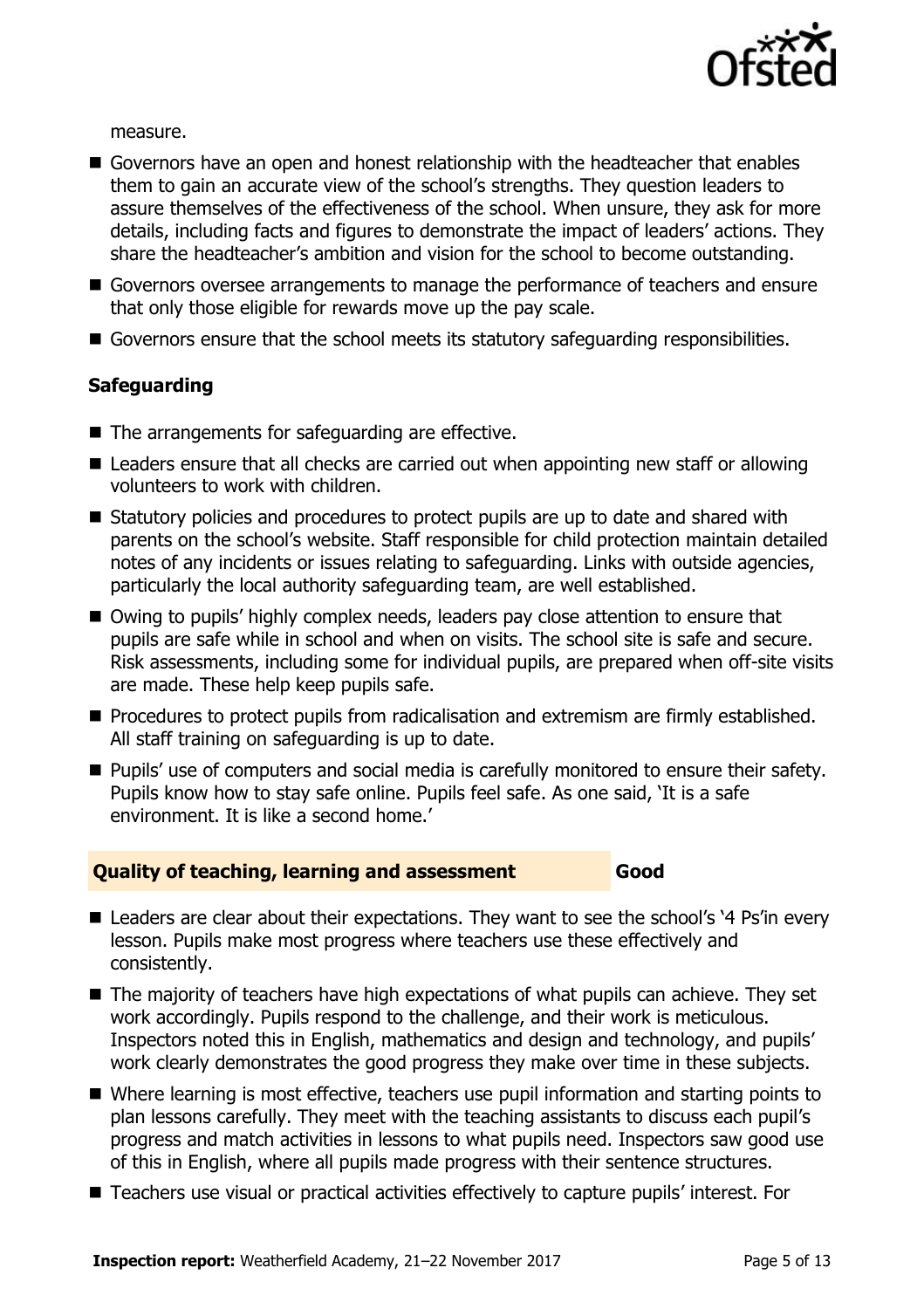measure.

- Governors have an open and honest relationship with the headteacher that enables them to gain an accurate view of the school's strengths. They question leaders to assure themselves of the effectiveness of the school. When unsure, they ask for more details, including facts and figures to demonstrate the impact of leaders' actions. They share the headteacher's ambition and vision for the school to become outstanding.
- Governors oversee arrangements to manage the performance of teachers and ensure that only those eligible for rewards move up the pay scale.
- Governors ensure that the school meets its statutory safeguarding responsibilities.

### Safeguarding

- The arrangements for safeguarding are effective.
- Leaders ensure that all checks are carried out when appointing new staff or allowing volunteers to work with children.
- Statutory policies and procedures to protect pupils are up to date and shared with parents on the school's website. Staff responsible for child protection maintain detailed notes of any incidents or issues relating to safeguarding. Links with outside agencies, particularly the local authority safeguarding team, are well established.
- Owing to pupils' highly complex needs, leaders pay close attention to ensure that pupils are safe while in school and when on visits. The school site is safe and secure. Risk assessments, including some for individual pupils, are prepared when off-site visits are made. These help keep pupils safe.
- Procedures to protect pupils from radicalisation and extremism are firmly established. All staff training on safeguarding is up to date.
- Pupils' use of computers and social media is carefully monitored to ensure their safety. Pupils know how to stay safe online. Pupils feel safe. As one said, 'It is a safe environment. It is like a second home.'

## Quality of teaching, learning and assessment — Good

- Leaders are clear about their expectations. They want to see the school's '4 Ps'in every lesson. Pupils make most progress where teachers use these effectively and consistently.
- The majority of teachers have high expectations of what pupils can achieve. They set work accordingly. Pupils respond to the challenge, and their work is meticulous. Inspectors noted this in English, mathematics and design and technology, and pupils' work clearly demonstrates the good progress they make over time in these subjects.
- Where learning is most effective, teachers use pupil information and starting points to plan lessons carefully. They meet with the teaching assistants to discuss each pupil's progress and match activities in lessons to what pupils need. Inspectors saw good use of this in English, where all pupils made progress with their sentence structures.
- Teachers use visual or practical activities effectively to capture pupils' interest. For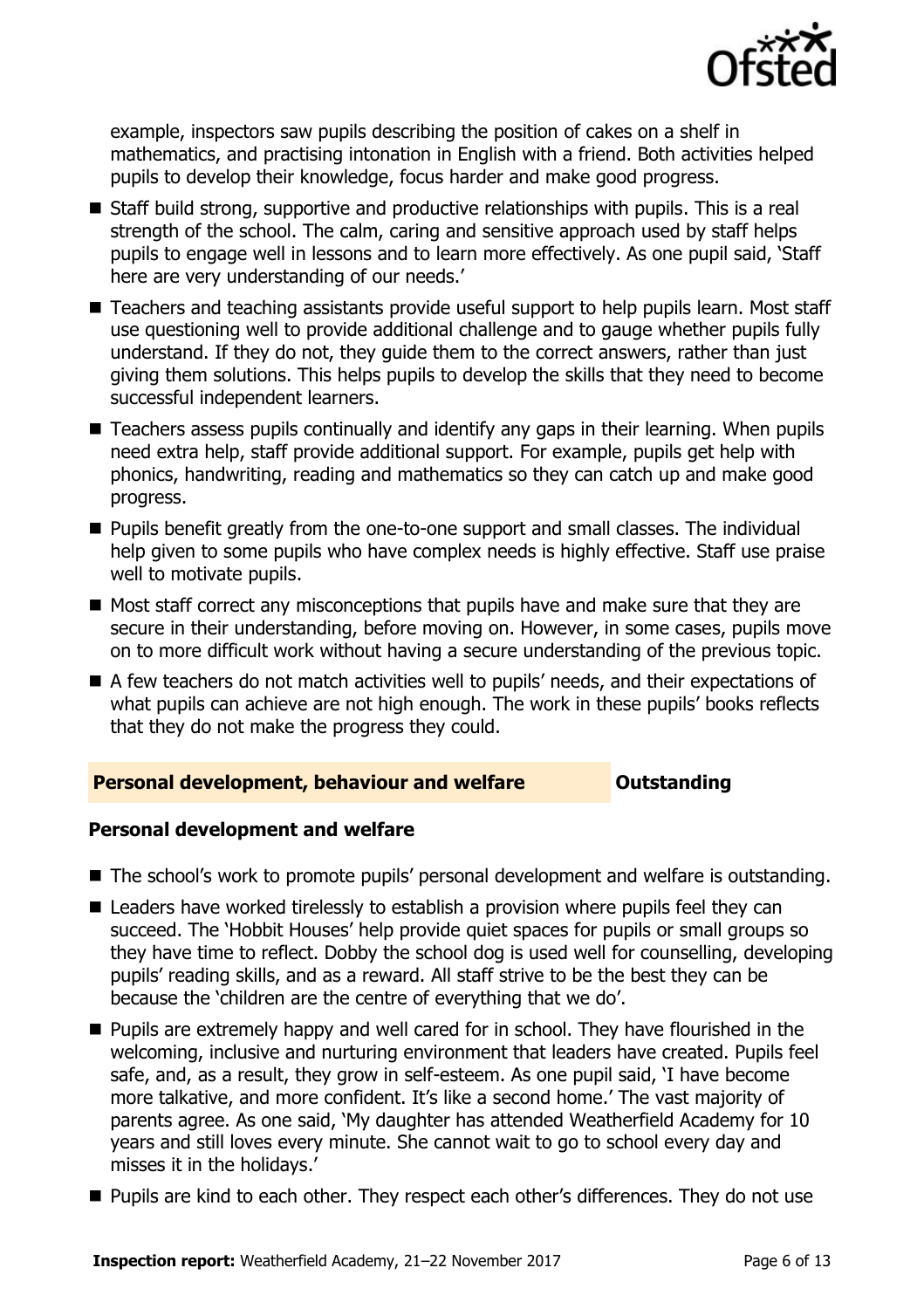example, inspectors saw pupils describing the position of cakes on a shelf in mathematics, and practising intonation in English with a friend. Both activities helped pupils to develop their knowledge, focus harder and make good progress.

- Staff build strong, supportive and productive relationships with pupils. This is a real strength of the school. The calm, caring and sensitive approach used by staff helps pupils to engage well in lessons and to learn more effectively. As one pupil said, 'Staff here are very understanding of our needs.'
- Teachers and teaching assistants provide useful support to help pupils learn. Most staff use questioning well to provide additional challenge and to gauge whether pupils fully understand. If they do not, they guide them to the correct answers, rather than just giving them solutions. This helps pupils to develop the skills that they need to become successful independent learners.
- Teachers assess pupils continually and identify any gaps in their learning. When pupils need extra help, staff provide additional support. For example, pupils get help with phonics, handwriting, reading and mathematics so they can catch up and make good progress.
- Pupils benefit greatly from the one-to-one support and small classes. The individual help given to some pupils who have complex needs is highly effective. Staff use praise well to motivate pupils.
- Most staff correct any misconceptions that pupils have and make sure that they are secure in their understanding, before moving on. However, in some cases, pupils move on to more difficult work without having a secure understanding of the previous topic.
- A few teachers do not match activities well to pupils' needs, and their expectations of what pupils can achieve are not high enough. The work in these pupils' books reflects that they do not make the progress they could.

## Personal development, behaviour and welfare — Outstanding

### Personal development and welfare

- The school's work to promote pupils' personal development and welfare is outstanding.
- Leaders have worked tirelessly to establish a provision where pupils feel they can succeed. The 'Hobbit Houses' help provide quiet spaces for pupils or small groups so they have time to reflect. Dobby the school dog is used well for counselling, developing pupils' reading skills, and as a reward. All staff strive to be the best they can be because the 'children are the centre of everything that we do'.
- Pupils are extremely happy and well cared for in school. They have flourished in the welcoming, inclusive and nurturing environment that leaders have created. Pupils feel safe, and, as a result, they grow in self-esteem. As one pupil said, 'I have become more talkative, and more confident. It's like a second home.' The vast majority of parents agree. As one said, 'My daughter has attended Weatherfield Academy for 10 years and still loves every minute. She cannot wait to go to school every day and misses it in the holidays.'
- Pupils are kind to each other. They respect each other's differences. They do not use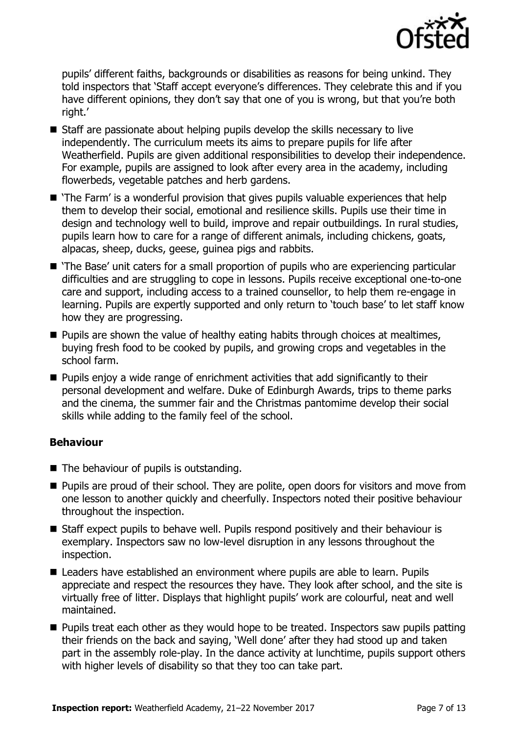pupils' different faiths, backgrounds or disabilities as reasons for being unkind. They told inspectors that 'Staff accept everyone's differences. They celebrate this and if you have different opinions, they don't say that one of you is wrong, but that you're both right.'

- Staff are passionate about helping pupils develop the skills necessary to live independently. The curriculum meets its aims to prepare pupils for life after Weatherfield. Pupils are given additional responsibilities to develop their independence. For example, pupils are assigned to look after every area in the academy, including flowerbeds, vegetable patches and herb gardens.
- 'The Farm' is a wonderful provision that gives pupils valuable experiences that help them to develop their social, emotional and resilience skills. Pupils use their time in design and technology well to build, improve and repair outbuildings. In rural studies, pupils learn how to care for a range of different animals, including chickens, goats, alpacas, sheep, ducks, geese, guinea pigs and rabbits.
- 'The Base' unit caters for a small proportion of pupils who are experiencing particular difficulties and are struggling to cope in lessons. Pupils receive exceptional one-to-one care and support, including access to a trained counsellor, to help them re-engage in learning. Pupils are expertly supported and only return to 'touch base' to let staff know how they are progressing.
- Pupils are shown the value of healthy eating habits through choices at mealtimes, buying fresh food to be cooked by pupils, and growing crops and vegetables in the school farm.
- Pupils enjoy a wide range of enrichment activities that add significantly to their personal development and welfare. Duke of Edinburgh Awards, trips to theme parks and the cinema, the summer fair and the Christmas pantomime develop their social skills while adding to the family feel of the school.

### Behaviour

- The behaviour of pupils is outstanding.
- Pupils are proud of their school. They are polite, open doors for visitors and move from one lesson to another quickly and cheerfully. Inspectors noted their positive behaviour throughout the inspection.
- Staff expect pupils to behave well. Pupils respond positively and their behaviour is exemplary. Inspectors saw no low-level disruption in any lessons throughout the inspection.
- Leaders have established an environment where pupils are able to learn. Pupils appreciate and respect the resources they have. They look after school, and the site is virtually free of litter. Displays that highlight pupils' work are colourful, neat and well maintained.
- Pupils treat each other as they would hope to be treated. Inspectors saw pupils patting their friends on the back and saying, 'Well done' after they had stood up and taken part in the assembly role-play. In the dance activity at lunchtime, pupils support others with higher levels of disability so that they too can take part.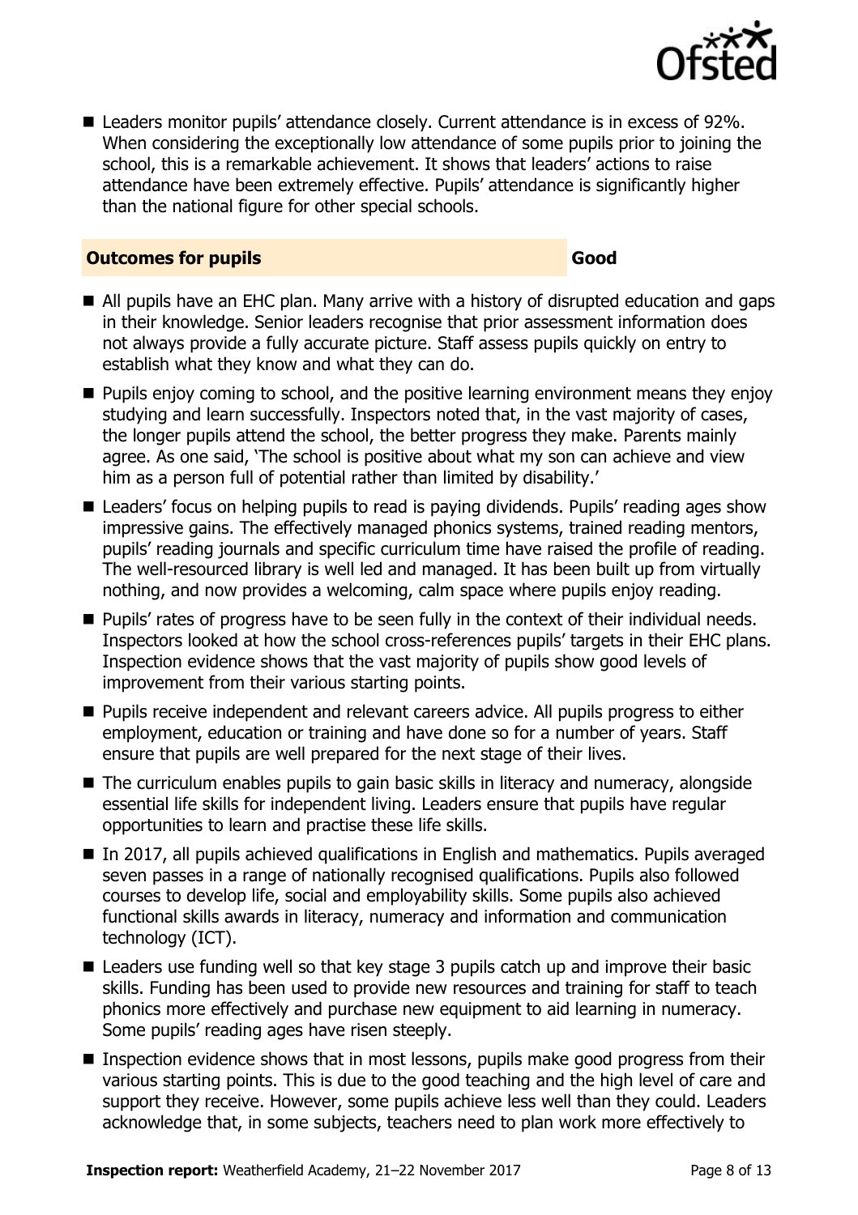- Leaders monitor pupils' attendance closely. Current attendance is in excess of 92%. When considering the exceptionally low attendance of some pupils prior to joining the school, this is a remarkable achievement. It shows that leaders' actions to raise attendance have been extremely effective. Pupils' attendance is significantly higher than the national figure for other special schools.

## Outcomes for pupils — Good

- All pupils have an EHC plan. Many arrive with a history of disrupted education and gaps in their knowledge. Senior leaders recognise that prior assessment information does not always provide a fully accurate picture. Staff assess pupils quickly on entry to establish what they know and what they can do.
- Pupils enjoy coming to school, and the positive learning environment means they enjoy studying and learn successfully. Inspectors noted that, in the vast majority of cases, the longer pupils attend the school, the better progress they make. Parents mainly agree. As one said, 'The school is positive about what my son can achieve and view him as a person full of potential rather than limited by disability.'
- Leaders' focus on helping pupils to read is paying dividends. Pupils' reading ages show impressive gains. The effectively managed phonics systems, trained reading mentors, pupils' reading journals and specific curriculum time have raised the profile of reading. The well-resourced library is well led and managed. It has been built up from virtually nothing, and now provides a welcoming, calm space where pupils enjoy reading.
- Pupils' rates of progress have to be seen fully in the context of their individual needs. Inspectors looked at how the school cross-references pupils' targets in their EHC plans. Inspection evidence shows that the vast majority of pupils show good levels of improvement from their various starting points.
- Pupils receive independent and relevant careers advice. All pupils progress to either employment, education or training and have done so for a number of years. Staff ensure that pupils are well prepared for the next stage of their lives.
- The curriculum enables pupils to gain basic skills in literacy and numeracy, alongside essential life skills for independent living. Leaders ensure that pupils have regular opportunities to learn and practise these life skills.
- In 2017, all pupils achieved qualifications in English and mathematics. Pupils averaged seven passes in a range of nationally recognised qualifications. Pupils also followed courses to develop life, social and employability skills. Some pupils also achieved functional skills awards in literacy, numeracy and information and communication technology (ICT).
- Leaders use funding well so that key stage 3 pupils catch up and improve their basic skills. Funding has been used to provide new resources and training for staff to teach phonics more effectively and purchase new equipment to aid learning in numeracy. Some pupils' reading ages have risen steeply.
- Inspection evidence shows that in most lessons, pupils make good progress from their various starting points. This is due to the good teaching and the high level of care and support they receive. However, some pupils achieve less well than they could. Leaders acknowledge that, in some subjects, teachers need to plan work more effectively to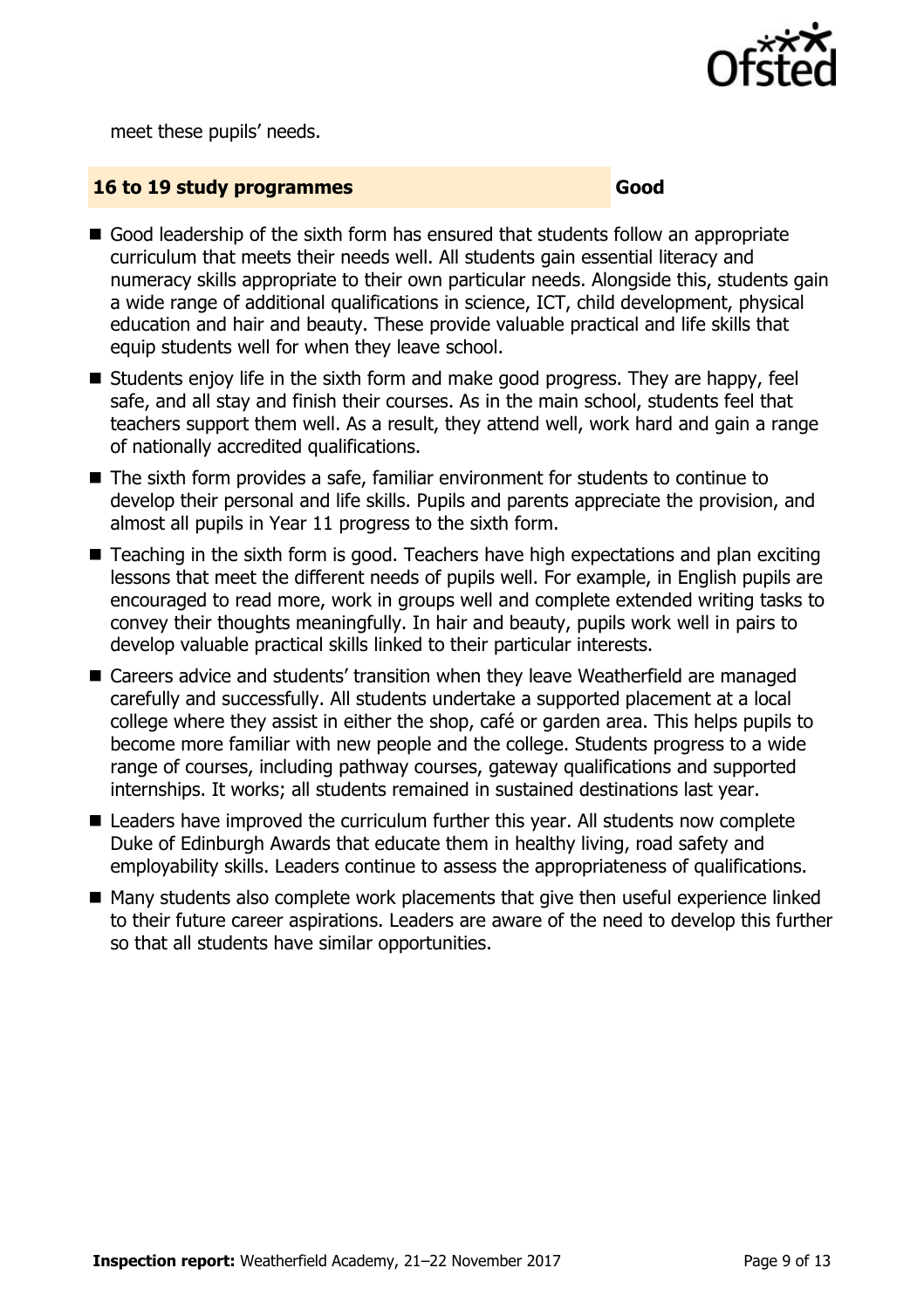meet these pupils' needs.

## 16 to 19 study programmes — Good

- Good leadership of the sixth form has ensured that students follow an appropriate curriculum that meets their needs well. All students gain essential literacy and numeracy skills appropriate to their own particular needs. Alongside this, students gain a wide range of additional qualifications in science, ICT, child development, physical education and hair and beauty. These provide valuable practical and life skills that equip students well for when they leave school.
- Students enjoy life in the sixth form and make good progress. They are happy, feel safe, and all stay and finish their courses. As in the main school, students feel that teachers support them well. As a result, they attend well, work hard and gain a range of nationally accredited qualifications.
- The sixth form provides a safe, familiar environment for students to continue to develop their personal and life skills. Pupils and parents appreciate the provision, and almost all pupils in Year 11 progress to the sixth form.
- Teaching in the sixth form is good. Teachers have high expectations and plan exciting lessons that meet the different needs of pupils well. For example, in English pupils are encouraged to read more, work in groups well and complete extended writing tasks to convey their thoughts meaningfully. In hair and beauty, pupils work well in pairs to develop valuable practical skills linked to their particular interests.
- Careers advice and students' transition when they leave Weatherfield are managed carefully and successfully. All students undertake a supported placement at a local college where they assist in either the shop, café or garden area. This helps pupils to become more familiar with new people and the college. Students progress to a wide range of courses, including pathway courses, gateway qualifications and supported internships. It works; all students remained in sustained destinations last year.
- Leaders have improved the curriculum further this year. All students now complete Duke of Edinburgh Awards that educate them in healthy living, road safety and employability skills. Leaders continue to assess the appropriateness of qualifications.
- Many students also complete work placements that give then useful experience linked to their future career aspirations. Leaders are aware of the need to develop this further so that all students have similar opportunities.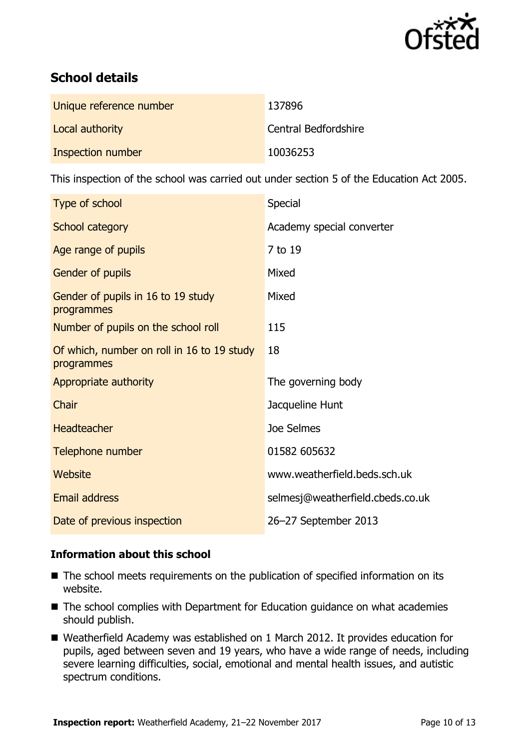## School details

| | |
|---|---|
| Unique reference number | 137896 |
| Local authority | Central Bedfordshire |
| Inspection number | 10036253 |

This inspection of the school was carried out under section 5 of the Education Act 2005.

| | |
|---|---|
| Type of school | Special |
| School category | Academy special converter |
| Age range of pupils | 7 to 19 |
| Gender of pupils | Mixed |
| Gender of pupils in 16 to 19 study programmes | Mixed |
| Number of pupils on the school roll | 115 |
| Of which, number on roll in 16 to 19 study programmes | 18 |
| Appropriate authority | The governing body |
| Chair | Jacqueline Hunt |
| Headteacher | Joe Selmes |
| Telephone number | 01582 605632 |
| Website | www.weatherfield.beds.sch.uk |
| Email address | selmesj@weatherfield.cbeds.co.uk |
| Date of previous inspection | 26–27 September 2013 |

### Information about this school

- The school meets requirements on the publication of specified information on its website.
- The school complies with Department for Education guidance on what academies should publish.
- Weatherfield Academy was established on 1 March 2012. It provides education for pupils, aged between seven and 19 years, who have a wide range of needs, including severe learning difficulties, social, emotional and mental health issues, and autistic spectrum conditions.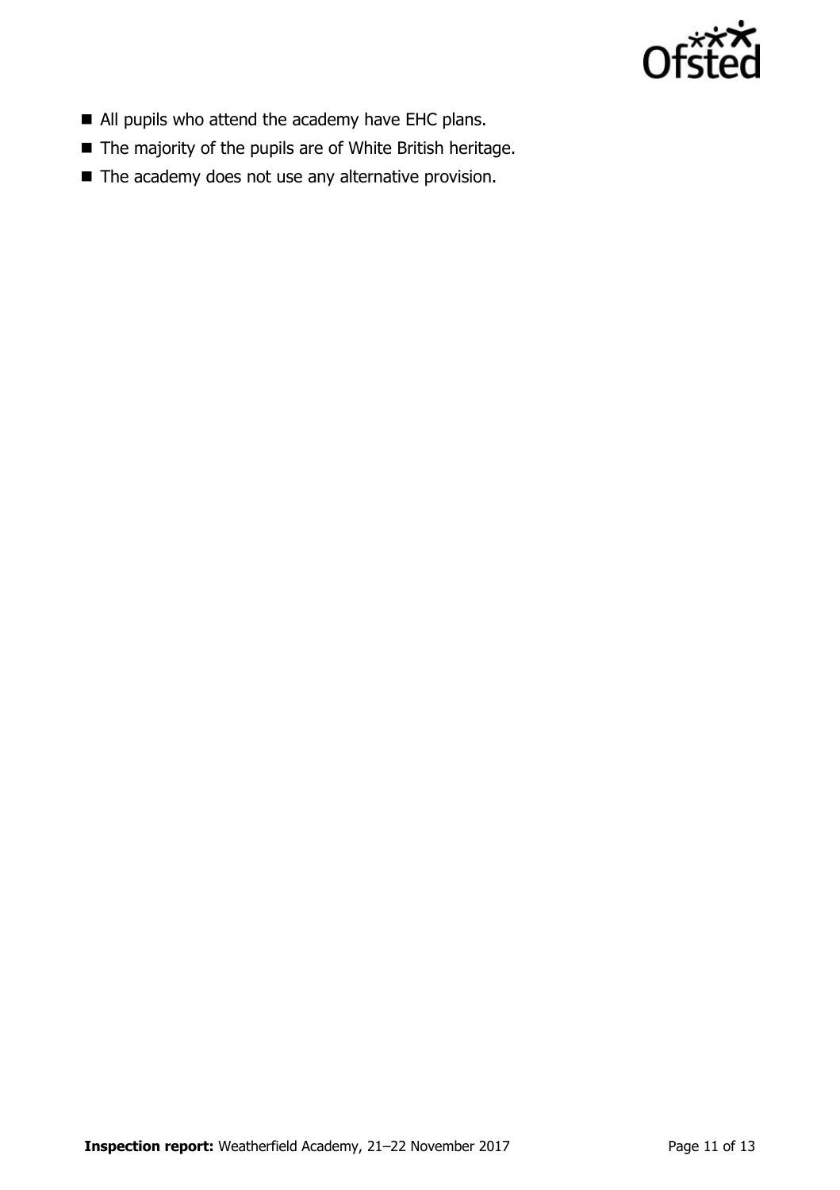- All pupils who attend the academy have EHC plans.
- The majority of the pupils are of White British heritage.
- The academy does not use any alternative provision.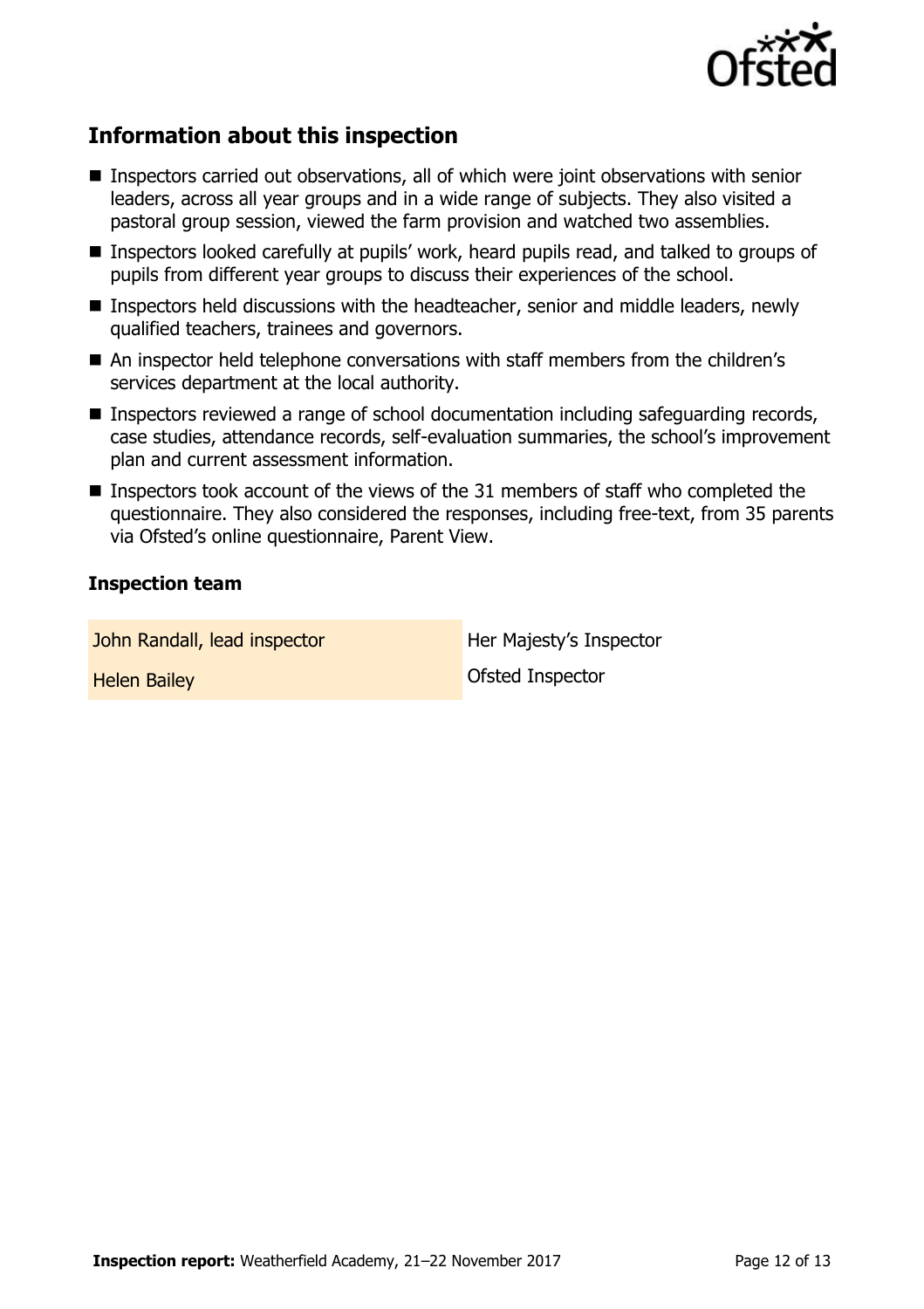## Information about this inspection

- Inspectors carried out observations, all of which were joint observations with senior leaders, across all year groups and in a wide range of subjects. They also visited a pastoral group session, viewed the farm provision and watched two assemblies.
- Inspectors looked carefully at pupils' work, heard pupils read, and talked to groups of pupils from different year groups to discuss their experiences of the school.
- Inspectors held discussions with the headteacher, senior and middle leaders, newly qualified teachers, trainees and governors.
- An inspector held telephone conversations with staff members from the children's services department at the local authority.
- Inspectors reviewed a range of school documentation including safeguarding records, case studies, attendance records, self-evaluation summaries, the school's improvement plan and current assessment information.
- Inspectors took account of the views of the 31 members of staff who completed the questionnaire. They also considered the responses, including free-text, from 35 parents via Ofsted's online questionnaire, Parent View.

### Inspection team

| | |
|---|---|
| John Randall, lead inspector | Her Majesty's Inspector |
| Helen Bailey | Ofsted Inspector |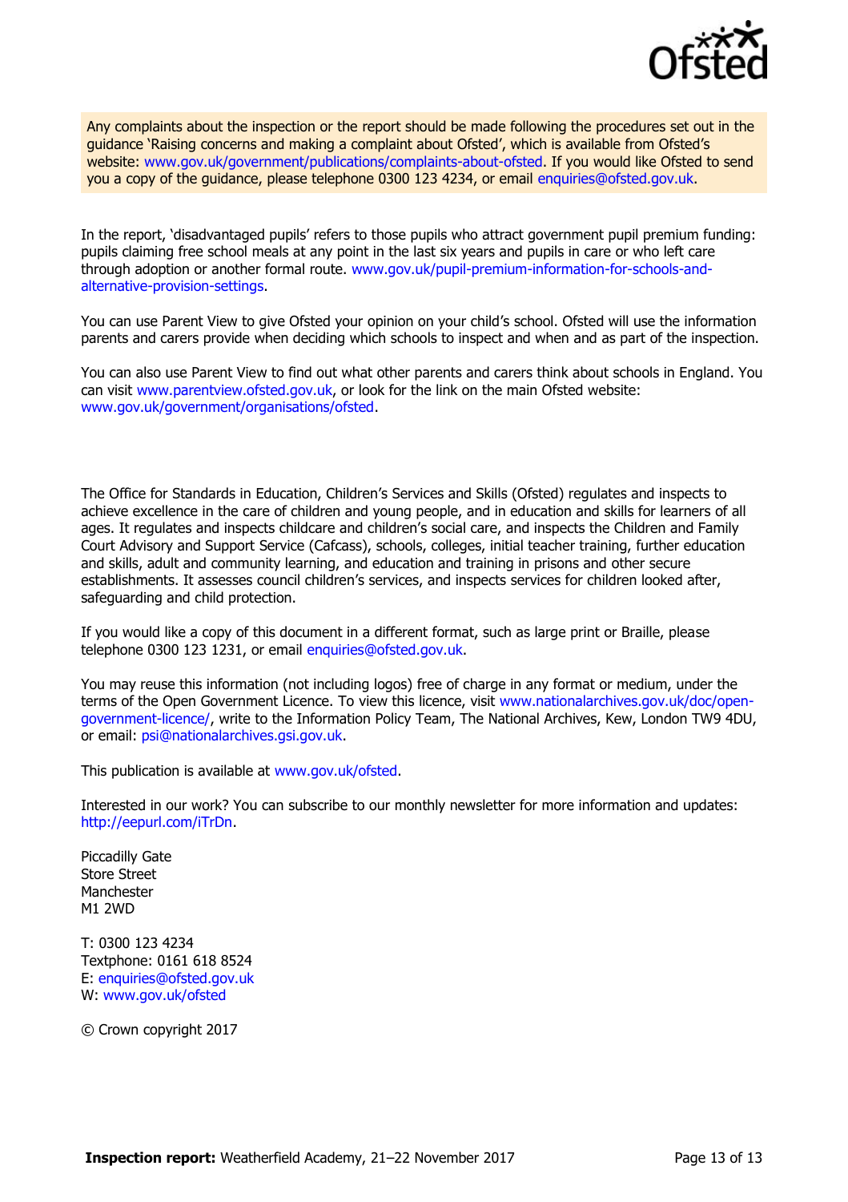Any complaints about the inspection or the report should be made following the procedures set out in the guidance 'Raising concerns and making a complaint about Ofsted', which is available from Ofsted's website: www.gov.uk/government/publications/complaints-about-ofsted. If you would like Ofsted to send you a copy of the guidance, please telephone 0300 123 4234, or email enquiries@ofsted.gov.uk.

In the report, 'disadvantaged pupils' refers to those pupils who attract government pupil premium funding: pupils claiming free school meals at any point in the last six years and pupils in care or who left care through adoption or another formal route. www.gov.uk/pupil-premium-information-for-schools-and-alternative-provision-settings.

You can use Parent View to give Ofsted your opinion on your child's school. Ofsted will use the information parents and carers provide when deciding which schools to inspect and when and as part of the inspection.

You can also use Parent View to find out what other parents and carers think about schools in England. You can visit www.parentview.ofsted.gov.uk, or look for the link on the main Ofsted website: www.gov.uk/government/organisations/ofsted.

The Office for Standards in Education, Children's Services and Skills (Ofsted) regulates and inspects to achieve excellence in the care of children and young people, and in education and skills for learners of all ages. It regulates and inspects childcare and children's social care, and inspects the Children and Family Court Advisory and Support Service (Cafcass), schools, colleges, initial teacher training, further education and skills, adult and community learning, and education and training in prisons and other secure establishments. It assesses council children's services, and inspects services for children looked after, safeguarding and child protection.

If you would like a copy of this document in a different format, such as large print or Braille, please telephone 0300 123 1231, or email enquiries@ofsted.gov.uk.

You may reuse this information (not including logos) free of charge in any format or medium, under the terms of the Open Government Licence. To view this licence, visit www.nationalarchives.gov.uk/doc/open-government-licence/, write to the Information Policy Team, The National Archives, Kew, London TW9 4DU, or email: psi@nationalarchives.gsi.gov.uk.

This publication is available at www.gov.uk/ofsted.

Interested in our work? You can subscribe to our monthly newsletter for more information and updates: http://eepurl.com/iTrDn.

Piccadilly Gate
Store Street
Manchester
M1 2WD

T: 0300 123 4234
Textphone: 0161 618 8524
E: enquiries@ofsted.gov.uk
W: www.gov.uk/ofsted

© Crown copyright 2017